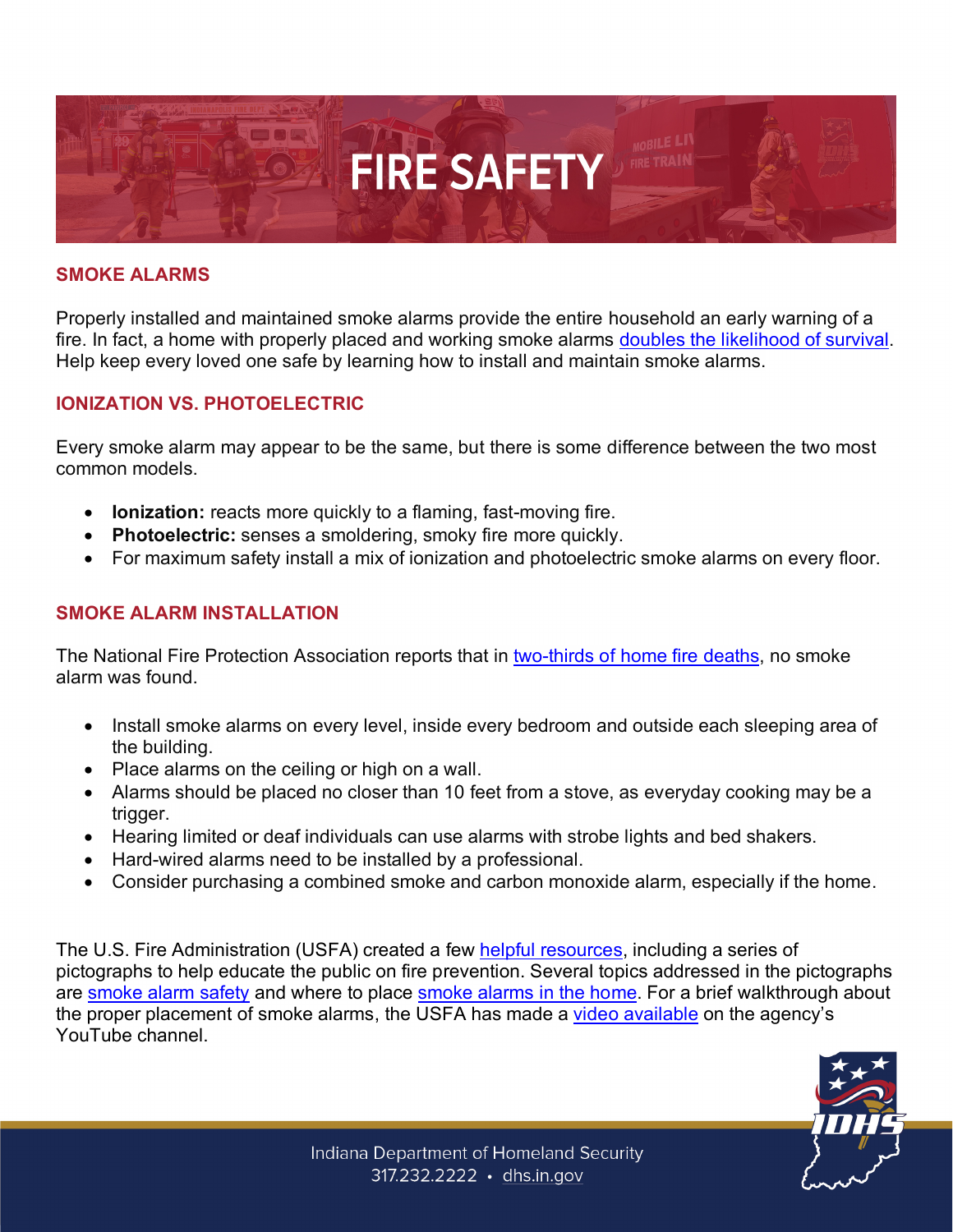# FIRE SAFETY

## SMOKE ALARMS

Properly installed and maintained smoke alarms provide the entire household an early warning of a fire. In fact, a home with properly placed and working smoke alarms doubles the likelihood of survival. Help keep every loved one safe by learning how to install and maintain smoke alarms.

## IONIZATION VS. PHOTOELECTRIC

Every smoke alarm may appear to be the same, but there is some difference between the two most common models.

- **Ionization:** reacts more quickly to a flaming, fast-moving fire.
- **Photoelectric:** senses a smoldering, smoky fire more quickly.
- For maximum safety install a mix of ionization and photoelectric smoke alarms on every floor.

## SMOKE ALARM INSTALLATION

The National Fire Protection Association reports that in two-thirds of home fire deaths, no smoke alarm was found.

- Install smoke alarms on every level, inside every bedroom and outside each sleeping area of the building.
- Place alarms on the ceiling or high on a wall.
- Alarms should be placed no closer than 10 feet from a stove, as everyday cooking may be a trigger.
- Hearing limited or deaf individuals can use alarms with strobe lights and bed shakers.
- Hard-wired alarms need to be installed by a professional.
- Consider purchasing a combined smoke and carbon monoxide alarm, especially if the home.

The U.S. Fire Administration (USFA) created a few helpful resources, including a series of pictographs to help educate the public on fire prevention. Several topics addressed in the pictographs are smoke alarm safety and where to place smoke alarms in the home. For a brief walkthrough about the proper placement of smoke alarms, the USFA has made a video available on the agency's YouTube channel.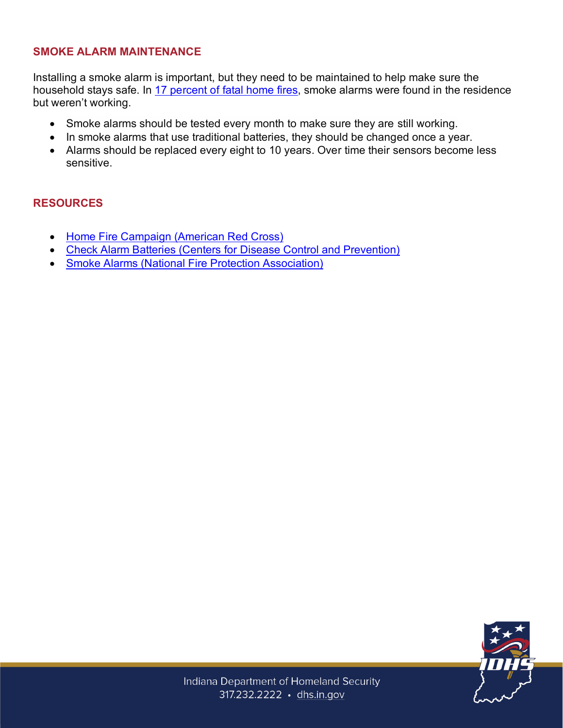## SMOKE ALARM MAINTENANCE

Installing a smoke alarm is important, but they need to be maintained to help make sure the household stays safe. In 17 percent of fatal home fires, smoke alarms were found in the residence but weren't working.

- Smoke alarms should be tested every month to make sure they are still working.
- In smoke alarms that use traditional batteries, they should be changed once a year.
- Alarms should be replaced every eight to 10 years. Over time their sensors become less sensitive.

## RESOURCES

- Home Fire Campaign (American Red Cross)
- Check Alarm Batteries (Centers for Disease Control and Prevention)
- Smoke Alarms (National Fire Protection Association)